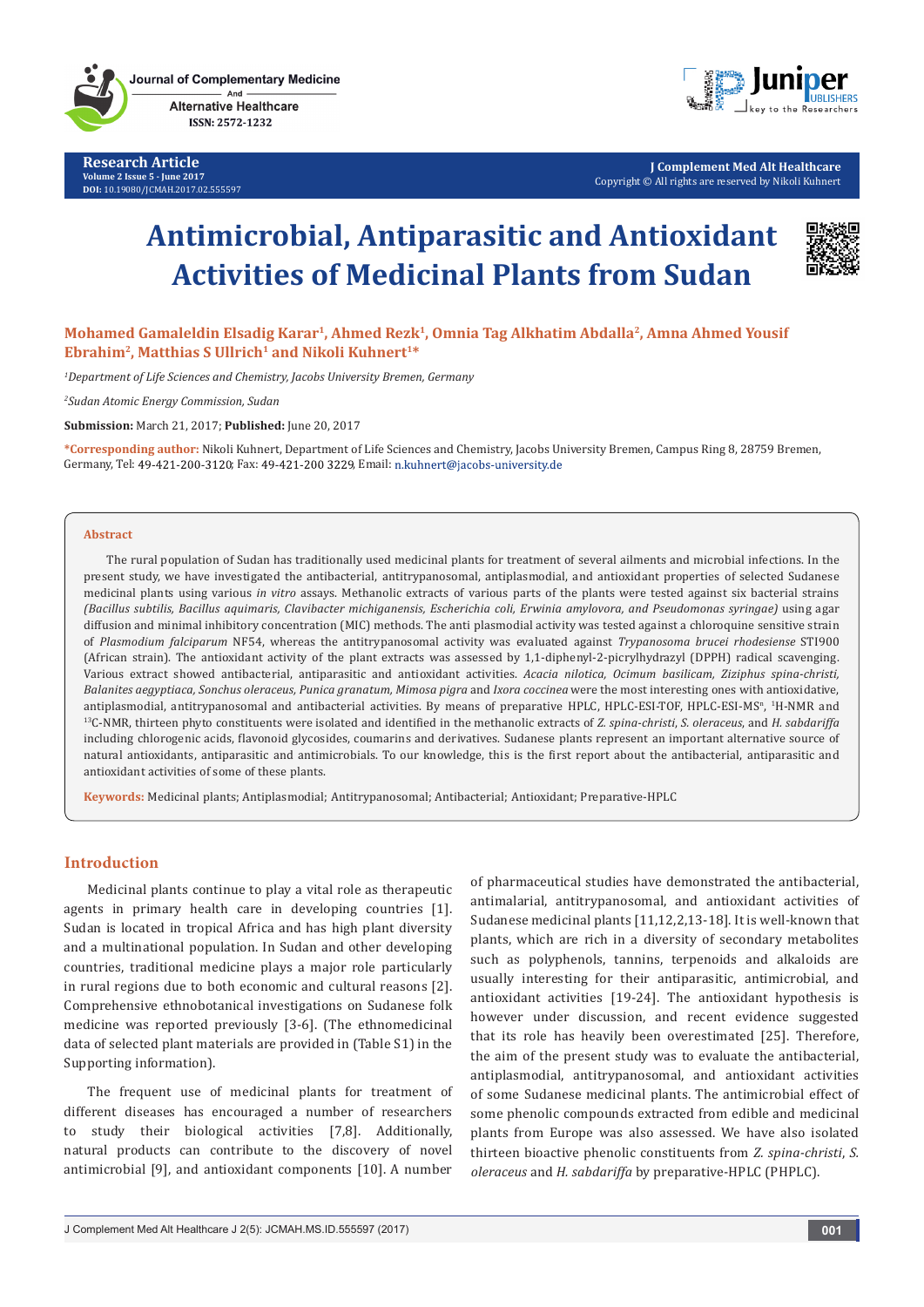# Antimicrobial, Antiparasitic and Antioxidant Activities of Medicinal Plants from Sudan

**Mohamed Gamaleldin Elsadig Karar[1], Ahmed Rezk[1], Omnia Tag Alkhatim Abdalla[2], Amna Ahmed Yousif Ebrahim[2], Matthias S Ullrich[1] and Nikoli Kuhnert[1]***

*[1]Department of Life Sciences and Chemistry, Jacobs University Bremen, Germany*

*[2]Sudan Atomic Energy Commission, Sudan*

**Submission:** March 21, 2017; **Published:** June 20, 2017

***Corresponding author:** Nikoli Kuhnert, Department of Life Sciences and Chemistry, Jacobs University Bremen, Campus Ring 8, 28759 Bremen, Germany, Tel: 49-421-200-3120; Fax: 49-421-200 3229, Email: n.kuhnert@jacobs-university.de

## Abstract

The rural population of Sudan has traditionally used medicinal plants for treatment of several ailments and microbial infections. In the present study, we have investigated the antibacterial, antitrypanosomal, antiplasmodial, and antioxidant properties of selected Sudanese medicinal plants using various *in vitro* assays. Methanolic extracts of various parts of the plants were tested against six bacterial strains *(Bacillus subtilis, Bacillus aquimaris, Clavibacter michiganensis, Escherichia coli, Erwinia amylovora, and Pseudomonas syringae)* using agar diffusion and minimal inhibitory concentration (MIC) methods. The anti plasmodial activity was tested against a chloroquine sensitive strain of *Plasmodium falciparum* NF54, whereas the antitrypanosomal activity was evaluated against *Trypanosoma brucei rhodesiense* STI900 (African strain). The antioxidant activity of the plant extracts was assessed by 1,1-diphenyl-2-picrylhydrazyl (DPPH) radical scavenging. Various extract showed antibacterial, antiparasitic and antioxidant activities. *Acacia nilotica, Ocimum basilicam, Ziziphus spina-christi, Balanites aegyptiaca, Sonchus oleraceus, Punica granatum, Mimosa pigra* and *Ixora coccinea* were the most interesting ones with antioxidative, antiplasmodial, antitrypanosomal and antibacterial activities. By means of preparative HPLC, HPLC-ESI-TOF, HPLC-ESI-MS$^n$, $^1$H-NMR and $^{13}$C-NMR, thirteen phyto constituents were isolated and identified in the methanolic extracts of *Z. spina-christi*, *S. oleraceus*, and *H. sabdariffa* including chlorogenic acids, flavonoid glycosides, coumarins and derivatives. Sudanese plants represent an important alternative source of natural antioxidants, antiparasitic and antimicrobials. To our knowledge, this is the first report about the antibacterial, antiparasitic and antioxidant activities of some of these plants.

**Keywords:** Medicinal plants; Antiplasmodial; Antitrypanosomal; Antibacterial; Antioxidant; Preparative-HPLC

## Introduction

Medicinal plants continue to play a vital role as therapeutic agents in primary health care in developing countries [1]. Sudan is located in tropical Africa and has high plant diversity and a multinational population. In Sudan and other developing countries, traditional medicine plays a major role particularly in rural regions due to both economic and cultural reasons [2]. Comprehensive ethnobotanical investigations on Sudanese folk medicine was reported previously [3-6]. (The ethnomedicinal data of selected plant materials are provided in (Table S1) in the Supporting information).

The frequent use of medicinal plants for treatment of different diseases has encouraged a number of researchers to study their biological activities [7,8]. Additionally, natural products can contribute to the discovery of novel antimicrobial [9], and antioxidant components [10]. A number of pharmaceutical studies have demonstrated the antibacterial, antimalarial, antitrypanosomal, and antioxidant activities of Sudanese medicinal plants [11,12,2,13-18]. It is well-known that plants, which are rich in a diversity of secondary metabolites such as polyphenols, tannins, terpenoids and alkaloids are usually interesting for their antiparasitic, antimicrobial, and antioxidant activities [19-24]. The antioxidant hypothesis is however under discussion, and recent evidence suggested that its role has heavily been overestimated [25]. Therefore, the aim of the present study was to evaluate the antibacterial, antiplasmodial, antitrypanosomal, and antioxidant activities of some Sudanese medicinal plants. The antimicrobial effect of some phenolic compounds extracted from edible and medicinal plants from Europe was also assessed. We have also isolated thirteen bioactive phenolic constituents from *Z. spina-christi*, *S. oleraceus* and *H. sabdariffa* by preparative-HPLC (PHPLC).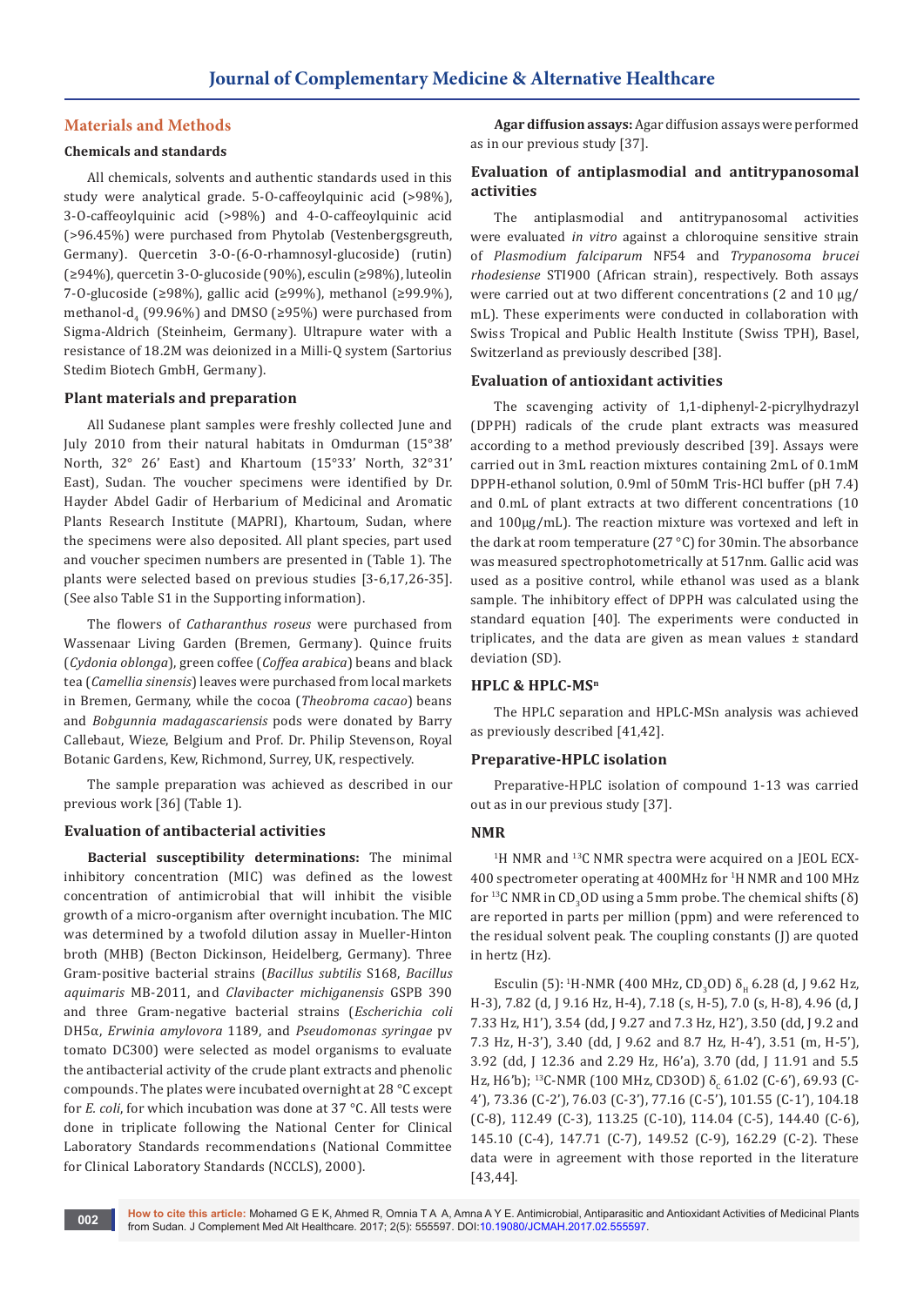## Materials and Methods

### Chemicals and standards

All chemicals, solvents and authentic standards used in this study were analytical grade. 5-O-caffeoylquinic acid (>98%), 3-O-caffeoylquinic acid (>98%) and 4-O-caffeoylquinic acid (>96.45%) were purchased from Phytolab (Vestenbergsgreuth, Germany). Quercetin 3-O-(6-O-rhamnosyl-glucoside) (rutin) (≥94%), quercetin 3-O-glucoside (90%), esculin (≥98%), luteolin 7-O-glucoside (≥98%), gallic acid (≥99%), methanol (≥99.9%), methanol-$d_4$ (99.96%) and DMSO (≥95%) were purchased from Sigma-Aldrich (Steinheim, Germany). Ultrapure water with a resistance of 18.2M was deionized in a Milli-Q system (Sartorius Stedim Biotech GmbH, Germany).

### Plant materials and preparation

All Sudanese plant samples were freshly collected June and July 2010 from their natural habitats in Omdurman (15°38' North, 32° 26' East) and Khartoum (15°33' North, 32°31' East), Sudan. The voucher specimens were identified by Dr. Hayder Abdel Gadir of Herbarium of Medicinal and Aromatic Plants Research Institute (MAPRI), Khartoum, Sudan, where the specimens were also deposited. All plant species, part used and voucher specimen numbers are presented in (Table 1). The plants were selected based on previous studies [3-6,17,26-35]. (See also Table S1 in the Supporting information).

The flowers of *Catharanthus roseus* were purchased from Wassenaar Living Garden (Bremen, Germany). Quince fruits (*Cydonia oblonga*), green coffee (*Coffea arabica*) beans and black tea (*Camellia sinensis*) leaves were purchased from local markets in Bremen, Germany, while the cocoa (*Theobroma cacao*) beans and *Bobgunnia madagascariensis* pods were donated by Barry Callebaut, Wieze, Belgium and Prof. Dr. Philip Stevenson, Royal Botanic Gardens, Kew, Richmond, Surrey, UK, respectively.

The sample preparation was achieved as described in our previous work [36] (Table 1).

### Evaluation of antibacterial activities

**Bacterial susceptibility determinations:** The minimal inhibitory concentration (MIC) was defined as the lowest concentration of antimicrobial that will inhibit the visible growth of a micro-organism after overnight incubation. The MIC was determined by a twofold dilution assay in Mueller-Hinton broth (MHB) (Becton Dickinson, Heidelberg, Germany). Three Gram-positive bacterial strains (*Bacillus subtilis* S168, *Bacillus aquimaris* MB-2011, and *Clavibacter michiganensis* GSPB 390 and three Gram-negative bacterial strains (*Escherichia coli* DH5α, *Erwinia amylovora* 1189, and *Pseudomonas syringae* pv tomato DC300) were selected as model organisms to evaluate the antibacterial activity of the crude plant extracts and phenolic compounds. The plates were incubated overnight at 28 °C except for *E. coli*, for which incubation was done at 37 °C. All tests were done in triplicate following the National Center for Clinical Laboratory Standards recommendations (National Committee for Clinical Laboratory Standards (NCCLS), 2000).

**Agar diffusion assays:** Agar diffusion assays were performed as in our previous study [37].

### Evaluation of antiplasmodial and antitrypanosomal activities

The antiplasmodial and antitrypanosomal activities were evaluated *in vitro* against a chloroquine sensitive strain of *Plasmodium falciparum* NF54 and *Trypanosoma brucei rhodesiense* STI900 (African strain), respectively. Both assays were carried out at two different concentrations (2 and 10 μg/mL). These experiments were conducted in collaboration with Swiss Tropical and Public Health Institute (Swiss TPH), Basel, Switzerland as previously described [38].

### Evaluation of antioxidant activities

The scavenging activity of 1,1-diphenyl-2-picrylhydrazyl (DPPH) radicals of the crude plant extracts was measured according to a method previously described [39]. Assays were carried out in 3mL reaction mixtures containing 2mL of 0.1mM DPPH-ethanol solution, 0.9ml of 50mM Tris-HCl buffer (pH 7.4) and 0.mL of plant extracts at two different concentrations (10 and 100μg/mL). The reaction mixture was vortexed and left in the dark at room temperature (27 °C) for 30min. The absorbance was measured spectrophotometrically at 517nm. Gallic acid was used as a positive control, while ethanol was used as a blank sample. The inhibitory effect of DPPH was calculated using the standard equation [40]. The experiments were conducted in triplicates, and the data are given as mean values ± standard deviation (SD).

### HPLC & HPLC-MS$^n$

The HPLC separation and HPLC-MSn analysis was achieved as previously described [41,42].

### Preparative-HPLC isolation

Preparative-HPLC isolation of compound 1-13 was carried out as in our previous study [37].

### NMR

$^1$H NMR and $^{13}$C NMR spectra were acquired on a JEOL ECX-400 spectrometer operating at 400MHz for $^1$H NMR and 100 MHz for $^{13}$C NMR in $CD_3OD$ using a 5mm probe. The chemical shifts (δ) are reported in parts per million (ppm) and were referenced to the residual solvent peak. The coupling constants (J) are quoted in hertz (Hz).

Esculin (5): $^1$H-NMR (400 MHz, $CD_3OD$) $\delta_H$ 6.28 (d, J 9.62 Hz, H-3), 7.82 (d, J 9.16 Hz, H-4), 7.18 (s, H-5), 7.0 (s, H-8), 4.96 (d, J 7.33 Hz, H1'), 3.54 (dd, J 9.27 and 7.3 Hz, H2'), 3.50 (dd, J 9.2 and 7.3 Hz, H-3'), 3.40 (dd, J 9.62 and 8.7 Hz, H-4'), 3.51 (m, H-5'), 3.92 (dd, J 12.36 and 2.29 Hz, H6'a), 3.70 (dd, J 11.91 and 5.5 Hz, H6'b); $^{13}$C-NMR (100 MHz, CD3OD) $\delta_C$ 61.02 (C-6'), 69.93 (C-4'), 73.36 (C-2'), 76.03 (C-3'), 77.16 (C-5'), 101.55 (C-1'), 104.18 (C-8), 112.49 (C-3), 113.25 (C-10), 114.04 (C-5), 144.40 (C-6), 145.10 (C-4), 147.71 (C-7), 149.52 (C-9), 162.29 (C-2). These data were in agreement with those reported in the literature [43,44].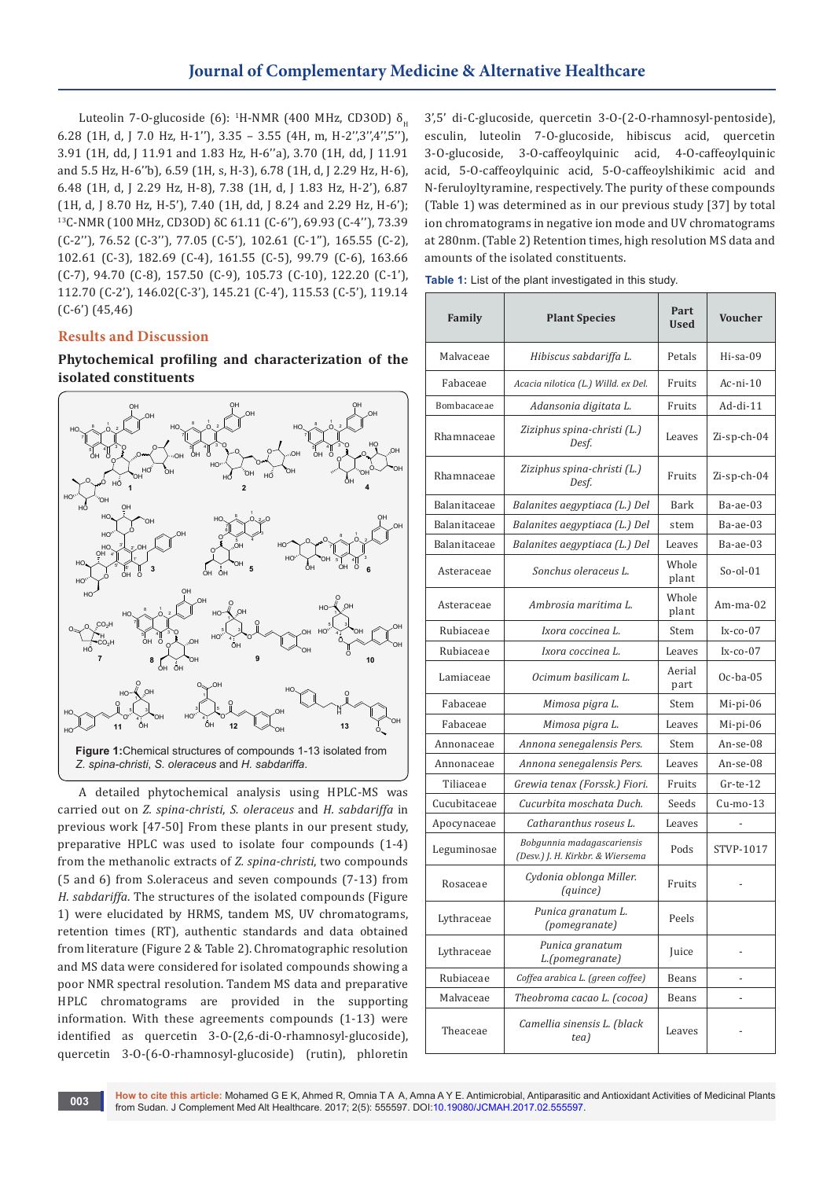Luteolin 7-O-glucoside (6): $^{1}$H-NMR (400 MHz, CD3OD) $\delta_H$ 6.28 (1H, d, J 7.0 Hz, H-1''), 3.35 – 3.55 (4H, m, H-2'',3'',4'',5''), 3.91 (1H, dd, J 11.91 and 1.83 Hz, H-6''a), 3.70 (1H, dd, J 11.91 and 5.5 Hz, H-6''b), 6.59 (1H, s, H-3), 6.78 (1H, d, J 2.29 Hz, H-6), 6.48 (1H, d, J 2.29 Hz, H-8), 7.38 (1H, d, J 1.83 Hz, H-2'), 6.87 (1H, d, J 8.70 Hz, H-5'), 7.40 (1H, dd, J 8.24 and 2.29 Hz, H-6'); $^{13}$C-NMR (100 MHz, CD3OD) δC 61.11 (C-6''), 69.93 (C-4''), 73.39 (C-2''), 76.52 (C-3''), 77.05 (C-5'), 102.61 (C-1''), 165.55 (C-2), 102.61 (C-3), 182.69 (C-4), 161.55 (C-5), 99.79 (C-6), 163.66 (C-7), 94.70 (C-8), 157.50 (C-9), 105.73 (C-10), 122.20 (C-1'), 112.70 (C-2'), 146.02(C-3'), 145.21 (C-4'), 115.53 (C-5'), 119.14 (C-6') (45,46)

## Results and Discussion

### Phytochemical profiling and characterization of the isolated constituents

**Figure 1:** Chemical structures of compounds 1-13 isolated from *Z. spina-christi*, *S. oleraceus* and *H. sabdariffa*.

A detailed phytochemical analysis using HPLC-MS was carried out on *Z. spina-christi*, *S. oleraceus* and *H. sabdariffa* in previous work [47-50] From these plants in our present study, preparative HPLC was used to isolate four compounds (1-4) from the methanolic extracts of *Z. spina-christi*, two compounds (5 and 6) from S.oleraceus and seven compounds (7-13) from *H. sabdariffa*. The structures of the isolated compounds (Figure 1) were elucidated by HRMS, tandem MS, UV chromatograms, retention times (RT), authentic standards and data obtained from literature (Figure 2 & Table 2). Chromatographic resolution and MS data were considered for isolated compounds showing a poor NMR spectral resolution. Tandem MS data and preparative HPLC chromatograms are provided in the supporting information. With these agreements compounds (1-13) were identified as quercetin 3-O-(2,6-di-O-rhamnosyl-glucoside), quercetin 3-O-(6-O-rhamnosyl-glucoside) (rutin), phloretin 3',5' di-C-glucoside, quercetin 3-O-(2-O-rhamnosyl-pentoside), esculin, luteolin 7-O-glucoside, hibiscus acid, quercetin 3-O-glucoside, 3-O-caffeoylquinic acid, 4-O-caffeoylquinic acid, 5-O-caffeoylquinic acid, 5-O-caffeoylshikimic acid and N-feruloyltyramine, respectively. The purity of these compounds (Table 1) was determined as in our previous study [37] by total ion chromatograms in negative ion mode and UV chromatograms at 280nm. (Table 2) Retention times, high resolution MS data and amounts of the isolated constituents.

**Table 1:** List of the plant investigated in this study.

| Family | Plant Species | Part Used | Voucher |
|---|---|---|---|
| Malvaceae | *Hibiscus sabdariffa L.* | Petals | Hi-sa-09 |
| Fabaceae | *Acacia nilotica (L.) Willd. ex Del.* | Fruits | Ac-ni-10 |
| Bombacaceae | *Adansonia digitata L.* | Fruits | Ad-di-11 |
| Rhamnaceae | *Ziziphus spina-christi (L.) Desf.* | Leaves | Zi-sp-ch-04 |
| Rhamnaceae | *Ziziphus spina-christi (L.) Desf.* | Fruits | Zi-sp-ch-04 |
| Balanitaceae | *Balanites aegyptiaca (L.) Del* | Bark | Ba-ae-03 |
| Balanitaceae | *Balanites aegyptiaca (L.) Del* | stem | Ba-ae-03 |
| Balanitaceae | *Balanites aegyptiaca (L.) Del* | Leaves | Ba-ae-03 |
| Asteraceae | *Sonchus oleraceus L.* | Whole plant | So-ol-01 |
| Asteraceae | *Ambrosia maritima L.* | Whole plant | Am-ma-02 |
| Rubiaceae | *Ixora coccinea L.* | Stem | Ix-co-07 |
| Rubiaceae | *Ixora coccinea L.* | Leaves | Ix-co-07 |
| Lamiaceae | *Ocimum basilicam L.* | Aerial part | Oc-ba-05 |
| Fabaceae | *Mimosa pigra L.* | Stem | Mi-pi-06 |
| Fabaceae | *Mimosa pigra L.* | Leaves | Mi-pi-06 |
| Annonaceae | *Annona senegalensis Pers.* | Stem | An-se-08 |
| Annonaceae | *Annona senegalensis Pers.* | Leaves | An-se-08 |
| Tiliaceae | *Grewia tenax (Forssk.) Fiori.* | Fruits | Gr-te-12 |
| Cucubitaceae | *Cucurbita moschata Duch.* | Seeds | Cu-mo-13 |
| Apocynaceae | *Catharanthus roseus L.* | Leaves | - |
| Leguminosae | *Bobgunnia madagascariensis (Desv.) J. H. Kirkbr. & Wiersema* | Pods | STVP-1017 |
| Rosaceae | *Cydonia oblonga Miller. (quince)* | Fruits | - |
| Lythraceae | *Punica granatum L. (pomegranate)* | Peels | |
| Lythraceae | *Punica granatum L.(pomegranate)* | Juice | - |
| Rubiaceae | *Coffea arabica L. (green coffee)* | Beans | - |
| Malvaceae | *Theobroma cacao L. (cocoa)* | Beans | - |
| Theaceae | *Camellia sinensis L. (black tea)* | Leaves | - |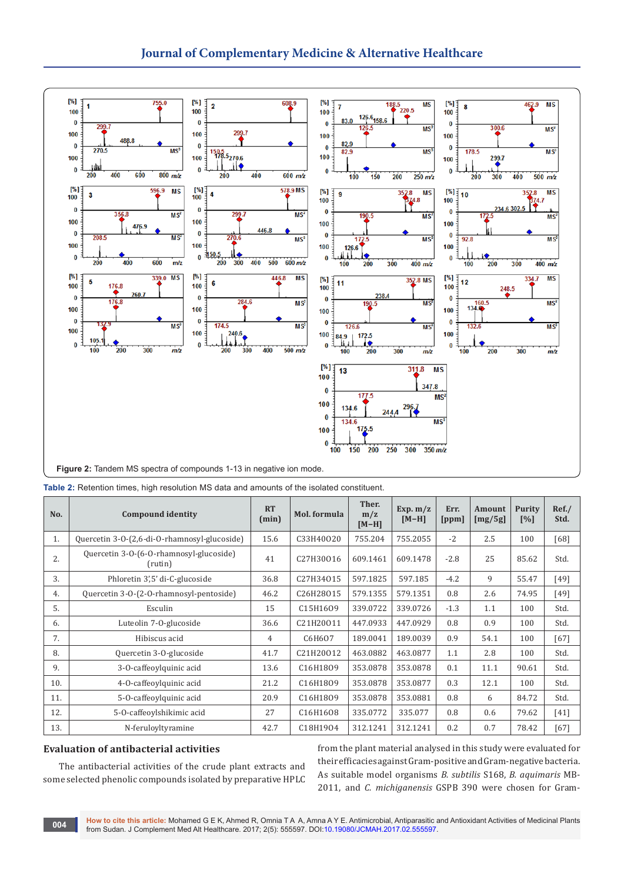Figure 2: Tandem MS spectra of compounds 1-13 in negative ion mode.

Table 2: Retention times, high resolution MS data and amounts of the isolated constituent.

| No. | Compound identity | RT (min) | Mol. formula | Ther. m/z [M−H] | Exp. m/z [M−H] | Err. [ppm] | Amount [mg/5g] | Purity [%] | Ref./ Std. |
|---|---|---|---|---|---|---|---|---|---|
| 1. | Quercetin 3-O-(2,6-di-O-rhamnosyl-glucoside) | 15.6 | $C_{33}H_{40}O_{20}$ | 755.204 | 755.2055 | -2 | 2.5 | 100 | [68] |
| 2. | Quercetin 3-O-(6-O-rhamnosyl-glucoside) (rutin) | 41 | $C_{27}H_{30}O_{16}$ | 609.1461 | 609.1478 | -2.8 | 25 | 85.62 | Std. |
| 3. | Phloretin 3′,5′ di-C-glucoside | 36.8 | $C_{27}H_{34}O_{15}$ | 597.1825 | 597.185 | -4.2 | 9 | 55.47 | [49] |
| 4. | Quercetin 3-O-(2-O-rhamnosyl-pentoside) | 46.2 | $C_{26}H_{28}O_{15}$ | 579.1355 | 579.1351 | 0.8 | 2.6 | 74.95 | [49] |
| 5. | Esculin | 15 | $C_{15}H_{16}O_{9}$ | 339.0722 | 339.0726 | -1.3 | 1.1 | 100 | Std. |
| 6. | Luteolin 7-O-glucoside | 36.6 | $C_{21}H_{20}O_{11}$ | 447.0933 | 447.0929 | 0.8 | 0.9 | 100 | Std. |
| 7. | Hibiscus acid | 4 | $C_{6}H_{6}O_{7}$ | 189.0041 | 189.0039 | 0.9 | 54.1 | 100 | [67] |
| 8. | Quercetin 3-O-glucoside | 41.7 | $C_{21}H_{20}O_{12}$ | 463.0882 | 463.0877 | 1.1 | 2.8 | 100 | Std. |
| 9. | 3-O-caffeoylquinic acid | 13.6 | $C_{16}H_{18}O_{9}$ | 353.0878 | 353.0878 | 0.1 | 11.1 | 90.61 | Std. |
| 10. | 4-O-caffeoylquinic acid | 21.2 | $C_{16}H_{18}O_{9}$ | 353.0878 | 353.0877 | 0.3 | 12.1 | 100 | Std. |
| 11. | 5-O-caffeoylquinic acid | 20.9 | $C_{16}H_{18}O_{9}$ | 353.0878 | 353.0881 | 0.8 | 6 | 84.72 | Std. |
| 12. | 5-O-caffeoylshikimic acid | 27 | $C_{16}H_{16}O_{8}$ | 335.0772 | 335.077 | 0.8 | 0.6 | 79.62 | [41] |
| 13. | N-feruloyltyramine | 42.7 | $C_{18}H_{19}O_{4}$ | 312.1241 | 312.1241 | 0.2 | 0.7 | 78.42 | [67] |

## Evaluation of antibacterial activities

The antibacterial activities of the crude plant extracts and some selected phenolic compounds isolated by preparative HPLC from the plant material analysed in this study were evaluated for their efficacies against Gram-positive and Gram-negative bacteria. As suitable model organisms *B. subtilis* S168, *B. aquimaris* MB-2011, and *C. michiganensis* GSPB 390 were chosen for Gram-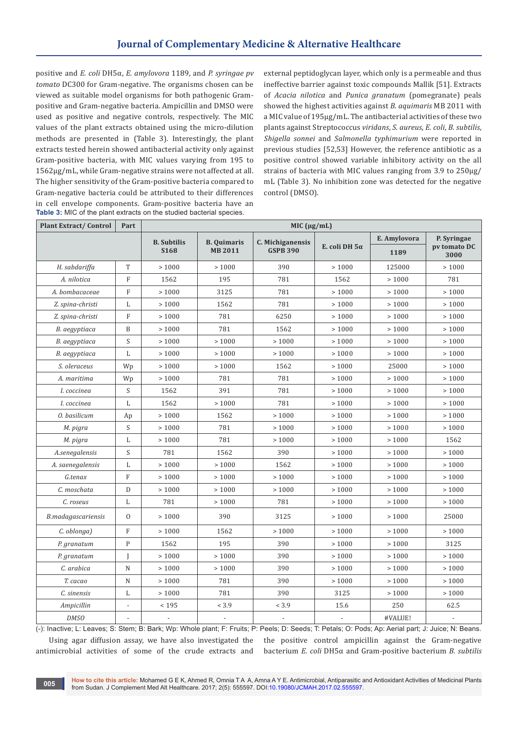positive and *E. coli* DH5α, *E. amylovora* 1189, and *P. syringae pv tomato* DC300 for Gram-negative. The organisms chosen can be viewed as suitable model organisms for both pathogenic Gram-positive and Gram-negative bacteria. Ampicillin and DMSO were used as positive and negative controls, respectively. The MIC values of the plant extracts obtained using the micro-dilution methods are presented in (Table 3). Interestingly, the plant extracts tested herein showed antibacterial activity only against Gram-positive bacteria, with MIC values varying from 195 to 1562µg/mL, while Gram-negative strains were not affected at all. The higher sensitivity of the Gram-positive bacteria compared to Gram-negative bacteria could be attributed to their differences in cell envelope components. Gram-positive bacteria have an external peptidoglycan layer, which only is a permeable and thus ineffective barrier against toxic compounds Mallik [51]. Extracts of *Acacia nilotica* and *Punica granatum* (pomegranate) peals showed the highest activities against *B. aquimaris* MB 2011 with a MIC value of 195µg/mL. The antibacterial activities of these two plants against Streptococcus *viridans*, *S. aureus*, *E. coli*, *B. subtilis*, *Shigella sonnei* and *Salmonella typhimurium* were reported in previous studies [52,53] However, the reference antibiotic as a positive control showed variable inhibitory activity on the all strains of bacteria with MIC values ranging from 3.9 to 250µg/mL (Table 3). No inhibition zone was detected for the negative control (DMSO).

**Table 3:** MIC of the plant extracts on the studied bacterial species.

| Plant Extract/ Control | Part | MIC (µg/mL) | | | | | |
|---|---|---|---|---|---|---|---|
| | | B. Subtilis S168 | B. Quimaris MB 2011 | C. Michiganensis GSPB 390 | E. coli DH 5α | E. Amylovora 1189 | P. Syringae pv tomato DC 3000 |
| *H. sabdariffa* | T | > 1000 | > 1000 | 390 | > 1000 | 125000 | > 1000 |
| *A. nilotica* | F | 1562 | 195 | 781 | 1562 | > 1000 | 781 |
| *A. bombacaceae* | F | > 1000 | 3125 | 781 | > 1000 | > 1000 | > 1000 |
| *Z. spina-christi* | L | > 1000 | 1562 | 781 | > 1000 | > 1000 | > 1000 |
| *Z. spina-christi* | F | > 1000 | 781 | 6250 | > 1000 | > 1000 | > 1000 |
| *B. aegyptiaca* | B | > 1000 | 781 | 1562 | > 1000 | > 1000 | > 1000 |
| *B. aegyptiaca* | S | > 1000 | > 1000 | > 1000 | > 1000 | > 1000 | > 1000 |
| *B. aegyptiaca* | L | > 1000 | > 1000 | > 1000 | > 1000 | > 1000 | > 1000 |
| *S. oleraceus* | Wp | > 1000 | > 1000 | 1562 | > 1000 | 25000 | > 1000 |
| *A. maritima* | Wp | > 1000 | 781 | 781 | > 1000 | > 1000 | > 1000 |
| *I. coccinea* | S | 1562 | 391 | 781 | > 1000 | > 1000 | > 1000 |
| *I. coccinea* | L | 1562 | > 1000 | 781 | > 1000 | > 1000 | > 1000 |
| *O. basilicum* | Ap | > 1000 | 1562 | > 1000 | > 1000 | > 1000 | > 1000 |
| *M. pigra* | S | > 1000 | 781 | > 1000 | > 1000 | > 1000 | > 1000 |
| *M. pigra* | L | > 1000 | 781 | > 1000 | > 1000 | > 1000 | 1562 |
| *A.senegalensis* | S | 781 | 1562 | 390 | > 1000 | > 1000 | > 1000 |
| *A. saenegalensis* | L | > 1000 | > 1000 | 1562 | > 1000 | > 1000 | > 1000 |
| *G.tenax* | F | > 1000 | > 1000 | > 1000 | > 1000 | > 1000 | > 1000 |
| *C. moschata* | D | > 1000 | > 1000 | > 1000 | > 1000 | > 1000 | > 1000 |
| *C. roseus* | L | 781 | > 1000 | 781 | > 1000 | > 1000 | > 1000 |
| *B.madagascariensis* | O | > 1000 | 390 | 3125 | > 1000 | > 1000 | 25000 |
| *C. oblonga)* | F | > 1000 | 1562 | > 1000 | > 1000 | > 1000 | > 1000 |
| *P. granatum* | P | 1562 | 195 | 390 | > 1000 | > 1000 | 3125 |
| *P. granatum* | J | > 1000 | > 1000 | 390 | > 1000 | > 1000 | > 1000 |
| *C. arabica* | N | > 1000 | > 1000 | 390 | > 1000 | > 1000 | > 1000 |
| *T. cacao* | N | > 1000 | 781 | 390 | > 1000 | > 1000 | > 1000 |
| *C. sinensis* | L | > 1000 | 781 | 390 | 3125 | > 1000 | > 1000 |
| *Ampicillin* | - | < 195 | < 3.9 | < 3.9 | 15.6 | 250 | 62.5 |
| *DMSO* | - | - | - | - | - | #VALUE! | - |

(-): Inactive; L: Leaves; S: Stem; B: Bark; Wp: Whole plant; F: Fruits; P: Peels; D: Seeds; T: Petals; O: Pods; Ap: Aerial part; J: Juice; N: Beans.

Using agar diffusion assay, we have also investigated the antimicrobial activities of some of the crude extracts and the positive control ampicillin against the Gram-negative bacterium *E. coli* DH5α and Gram-positive bacterium *B. subtilis*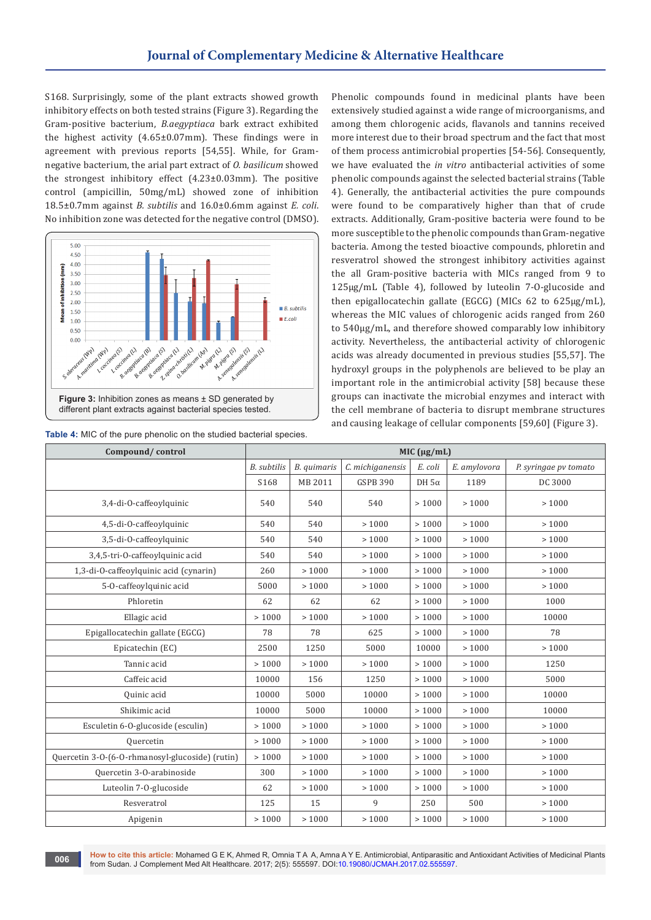S168. Surprisingly, some of the plant extracts showed growth inhibitory effects on both tested strains (Figure 3). Regarding the Gram-positive bacterium, *B.aegyptiaca* bark extract exhibited the highest activity (4.65±0.07mm). These findings were in agreement with previous reports [54,55]. While, for Gram-negative bacterium, the arial part extract of *O. basilicum* showed the strongest inhibitory effect (4.23±0.03mm). The positive control (ampicillin, 50mg/mL) showed zone of inhibition 18.5±0.7mm against *B. subtilis* and 16.0±0.6mm against *E. coli*. No inhibition zone was detected for the negative control (DMSO).

**Figure 3:** Inhibition zones as means ± SD generated by different plant extracts against bacterial species tested.

Phenolic compounds found in medicinal plants have been extensively studied against a wide range of microorganisms, and among them chlorogenic acids, flavanols and tannins received more interest due to their broad spectrum and the fact that most of them process antimicrobial properties [54-56]. Consequently, we have evaluated the *in vitro* antibacterial activities of some phenolic compounds against the selected bacterial strains (Table 4). Generally, the antibacterial activities the pure compounds were found to be comparatively higher than that of crude extracts. Additionally, Gram-positive bacteria were found to be more susceptible to the phenolic compounds than Gram-negative bacteria. Among the tested bioactive compounds, phloretin and resveratrol showed the strongest inhibitory activities against the all Gram-positive bacteria with MICs ranged from 9 to 125µg/mL (Table 4), followed by luteolin 7-O-glucoside and then epigallocatechin gallate (EGCG) (MICs 62 to 625µg/mL), whereas the MIC values of chlorogenic acids ranged from 260 to 540µg/mL, and therefore showed comparably low inhibitory activity. Nevertheless, the antibacterial activity of chlorogenic acids was already documented in previous studies [55,57]. The hydroxyl groups in the polyphenols are believed to be play an important role in the antimicrobial activity [58] because these groups can inactivate the microbial enzymes and interact with the cell membrane of bacteria to disrupt membrane structures and causing leakage of cellular components [59,60] (Figure 3).

**Table 4:** MIC of the pure phenolic on the studied bacterial species.

| Compound/ control | MIC (µg/mL) | | | | | |
|---|---|---|---|---|---|---|
| | *B. subtilis* | *B. quimaris* | *C. michiganensis* | *E. coli* | *E. amylovora* | *P. syringae pv tomato* |
| | S168 | MB 2011 | GSPB 390 | DH 5α | 1189 | DC 3000 |
| 3,4-di-O-caffeoylquinic | 540 | 540 | 540 | > 1000 | > 1000 | > 1000 |
| 4,5-di-O-caffeoylquinic | 540 | 540 | > 1000 | > 1000 | > 1000 | > 1000 |
| 3,5-di-O-caffeoylquinic | 540 | 540 | > 1000 | > 1000 | > 1000 | > 1000 |
| 3,4,5-tri-O-caffeoylquinic acid | 540 | 540 | > 1000 | > 1000 | > 1000 | > 1000 |
| 1,3-di-O-caffeoylquinic acid (cynarin) | 260 | > 1000 | > 1000 | > 1000 | > 1000 | > 1000 |
| 5-O-caffeoylquinic acid | 5000 | > 1000 | > 1000 | > 1000 | > 1000 | > 1000 |
| Phloretin | 62 | 62 | 62 | > 1000 | > 1000 | 1000 |
| Ellagic acid | > 1000 | > 1000 | > 1000 | > 1000 | > 1000 | 10000 |
| Epigallocatechin gallate (EGCG) | 78 | 78 | 625 | > 1000 | > 1000 | 78 |
| Epicatechin (EC) | 2500 | 1250 | 5000 | 10000 | > 1000 | > 1000 |
| Tannic acid | > 1000 | > 1000 | > 1000 | > 1000 | > 1000 | 1250 |
| Caffeic acid | 10000 | 156 | 1250 | > 1000 | > 1000 | 5000 |
| Quinic acid | 10000 | 5000 | 10000 | > 1000 | > 1000 | 10000 |
| Shikimic acid | 10000 | 5000 | 10000 | > 1000 | > 1000 | 10000 |
| Esculetin 6-O-glucoside (esculin) | > 1000 | > 1000 | > 1000 | > 1000 | > 1000 | > 1000 |
| Quercetin | > 1000 | > 1000 | > 1000 | > 1000 | > 1000 | > 1000 |
| Quercetin 3-O-(6-O-rhmanosyl-glucoside) (rutin) | > 1000 | > 1000 | > 1000 | > 1000 | > 1000 | > 1000 |
| Quercetin 3-O-arabinoside | 300 | > 1000 | > 1000 | > 1000 | > 1000 | > 1000 |
| Luteolin 7-O-glucoside | 62 | > 1000 | > 1000 | > 1000 | > 1000 | > 1000 |
| Resveratrol | 125 | 15 | 9 | 250 | 500 | > 1000 |
| Apigenin | > 1000 | > 1000 | > 1000 | > 1000 | > 1000 | > 1000 |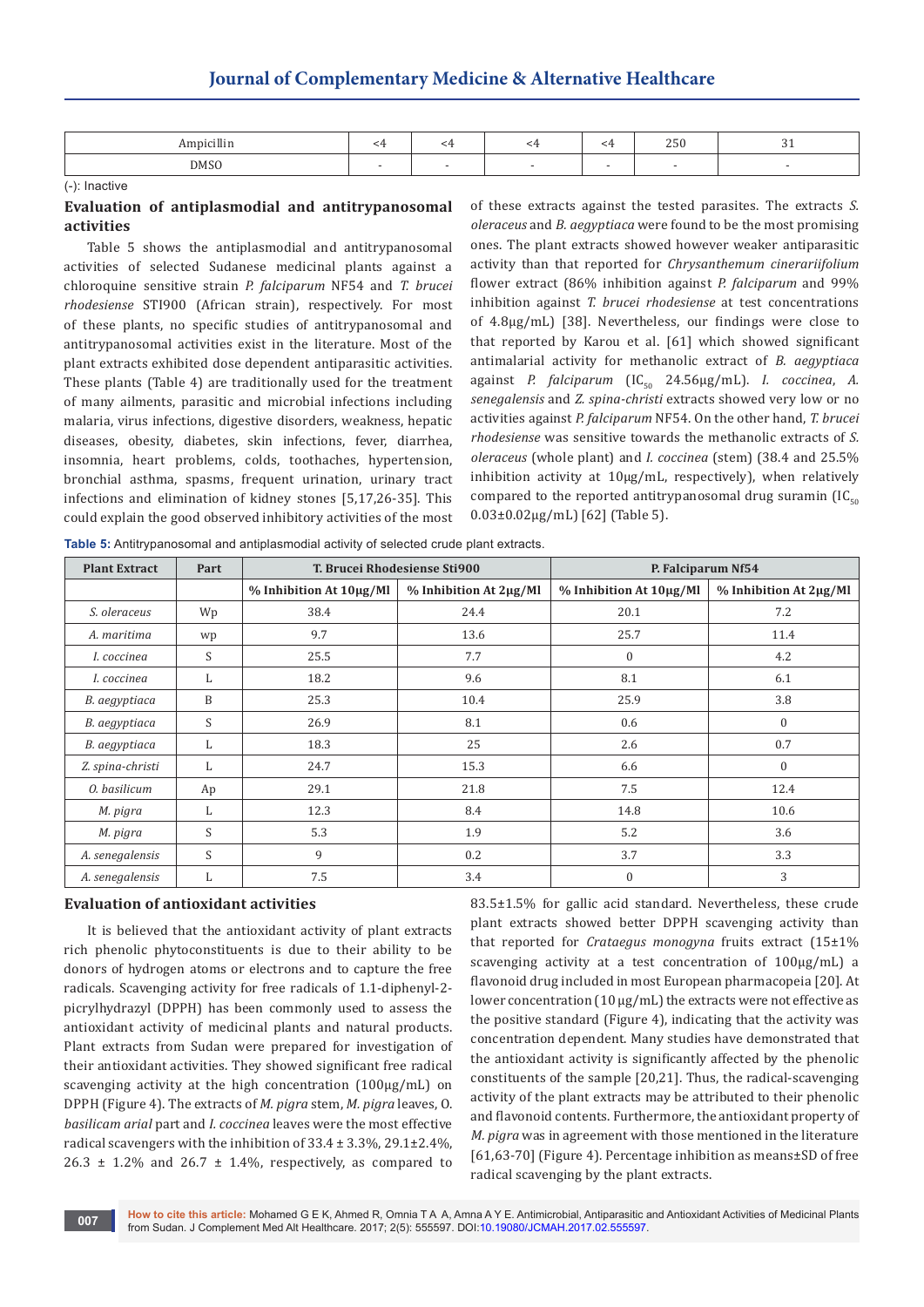| Ampicillin | <4 | <4 | <4 | <4 | 250 | 31 |
|---|---|---|---|---|---|---|
| DMSO | - | - | - | - | - | - |

(-): Inactive

## Evaluation of antiplasmodial and antitrypanosomal activities

Table 5 shows the antiplasmodial and antitrypanosomal activities of selected Sudanese medicinal plants against a chloroquine sensitive strain *P. falciparum* NF54 and *T. brucei rhodesiense* STI900 (African strain), respectively. For most of these plants, no specific studies of antitrypanosomal and antitrypanosomal activities exist in the literature. Most of the plant extracts exhibited dose dependent antiparasitic activities. These plants (Table 4) are traditionally used for the treatment of many ailments, parasitic and microbial infections including malaria, virus infections, digestive disorders, weakness, hepatic diseases, obesity, diabetes, skin infections, fever, diarrhea, insomnia, heart problems, colds, toothaches, hypertension, bronchial asthma, spasms, frequent urination, urinary tract infections and elimination of kidney stones [5,17,26-35]. This could explain the good observed inhibitory activities of the most of these extracts against the tested parasites. The extracts *S. oleraceus* and *B. aegyptiaca* were found to be the most promising ones. The plant extracts showed however weaker antiparasitic activity than that reported for *Chrysanthemum cinerariifolium* flower extract (86% inhibition against *P. falciparum* and 99% inhibition against *T. brucei rhodesiense* at test concentrations of 4.8μg/mL) [38]. Nevertheless, our findings were close to that reported by Karou et al. [61] which showed significant antimalarial activity for methanolic extract of *B. aegyptiaca* against *P. falciparum* ($IC_{50}$ 24.56μg/mL). *I. coccinea*, *A. senegalensis* and *Z. spina-christi* extracts showed very low or no activities against *P. falciparum* NF54. On the other hand, *T. brucei rhodesiense* was sensitive towards the methanolic extracts of *S. oleraceus* (whole plant) and *I. coccinea* (stem) (38.4 and 25.5% inhibition activity at 10μg/mL, respectively), when relatively compared to the reported antitrypanosomal drug suramin ($IC_{50}$ 0.03±0.02μg/mL) [62] (Table 5).

**Table 5:** Antitrypanosomal and antiplasmodial activity of selected crude plant extracts.

| Plant Extract | Part | T. Brucei Rhodesiense Sti900 | | P. Falciparum Nf54 | |
|---|---|---|---|---|---|
| | | % Inhibition At 10µg/Ml | % Inhibition At 2µg/Ml | % Inhibition At 10µg/Ml | % Inhibition At 2µg/Ml |
| *S. oleraceus* | Wp | 38.4 | 24.4 | 20.1 | 7.2 |
| *A. maritima* | wp | 9.7 | 13.6 | 25.7 | 11.4 |
| *I. coccinea* | S | 25.5 | 7.7 | 0 | 4.2 |
| *I. coccinea* | L | 18.2 | 9.6 | 8.1 | 6.1 |
| *B. aegyptiaca* | B | 25.3 | 10.4 | 25.9 | 3.8 |
| *B. aegyptiaca* | S | 26.9 | 8.1 | 0.6 | 0 |
| *B. aegyptiaca* | L | 18.3 | 25 | 2.6 | 0.7 |
| *Z. spina-christi* | L | 24.7 | 15.3 | 6.6 | 0 |
| *O. basilicum* | Ap | 29.1 | 21.8 | 7.5 | 12.4 |
| *M. pigra* | L | 12.3 | 8.4 | 14.8 | 10.6 |
| *M. pigra* | S | 5.3 | 1.9 | 5.2 | 3.6 |
| *A. senegalensis* | S | 9 | 0.2 | 3.7 | 3.3 |
| *A. senegalensis* | L | 7.5 | 3.4 | 0 | 3 |

## Evaluation of antioxidant activities

It is believed that the antioxidant activity of plant extracts rich phenolic phytoconstituents is due to their ability to be donors of hydrogen atoms or electrons and to capture the free radicals. Scavenging activity for free radicals of 1.1-diphenyl-2-picrylhydrazyl (DPPH) has been commonly used to assess the antioxidant activity of medicinal plants and natural products. Plant extracts from Sudan were prepared for investigation of their antioxidant activities. They showed significant free radical scavenging activity at the high concentration (100μg/mL) on DPPH (Figure 4). The extracts of *M. pigra* stem, *M. pigra* leaves, *O. basilicam arial* part and *I. coccinea* leaves were the most effective radical scavengers with the inhibition of 33.4 ± 3.3%, 29.1±2.4%, 26.3 ± 1.2% and 26.7 ± 1.4%, respectively, as compared to 83.5±1.5% for gallic acid standard. Nevertheless, these crude plant extracts showed better DPPH scavenging activity than that reported for *Crataegus monogyna* fruits extract (15±1% scavenging activity at a test concentration of 100μg/mL) a flavonoid drug included in most European pharmacopeia [20]. At lower concentration (10 μg/mL) the extracts were not effective as the positive standard (Figure 4), indicating that the activity was concentration dependent. Many studies have demonstrated that the antioxidant activity is significantly affected by the phenolic constituents of the sample [20,21]. Thus, the radical-scavenging activity of the plant extracts may be attributed to their phenolic and flavonoid contents. Furthermore, the antioxidant property of *M. pigra* was in agreement with those mentioned in the literature [61,63-70] (Figure 4). Percentage inhibition as means±SD of free radical scavenging by the plant extracts.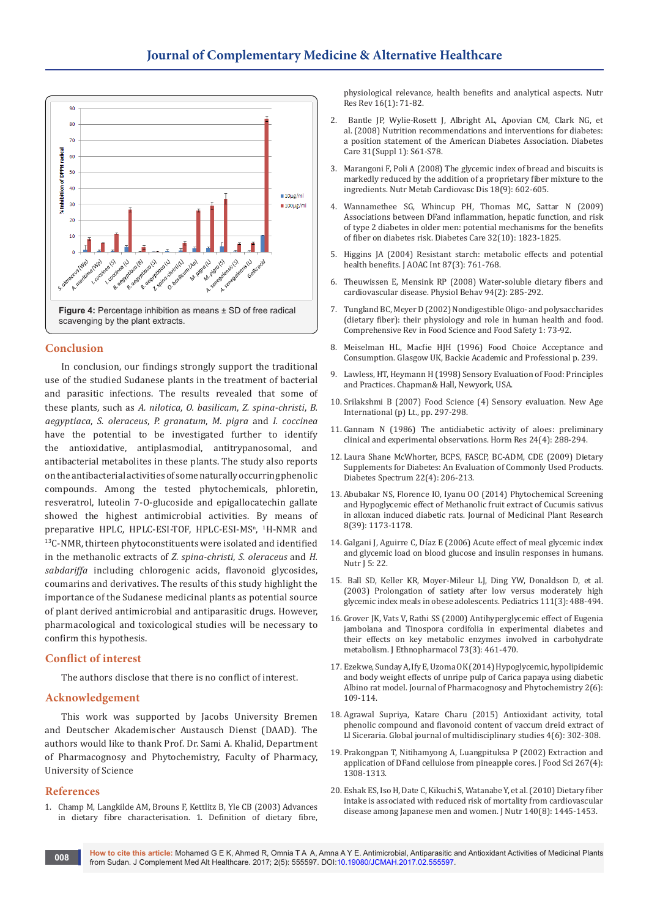**Figure 4:** Percentage inhibition as means ± SD of free radical scavenging by the plant extracts.

## Conclusion

In conclusion, our findings strongly support the traditional use of the studied Sudanese plants in the treatment of bacterial and parasitic infections. The results revealed that some of these plants, such as *A. nilotica*, *O. basilicam*, *Z. spina-christi*, *B. aegyptiaca*, *S. oleraceus*, *P. granatum*, *M. pigra* and *I. coccinea* have the potential to be investigated further to identify the antioxidative, antiplasmodial, antitrypanosomal, and antibacterial metabolites in these plants. The study also reports on the antibacterial activities of some naturally occurring phenolic compounds. Among the tested phytochemicals, phloretin, resveratrol, luteolin 7-O-glucoside and epigallocatechin gallate showed the highest antimicrobial activities. By means of preparative HPLC, HPLC-ESI-TOF, HPLC-ESI-MS$^n$, $^1$H-NMR and $^{13}$C-NMR, thirteen phytoconstituents were isolated and identified in the methanolic extracts of *Z. spina-christi*, *S. oleraceus* and *H. sabdariffa* including chlorogenic acids, flavonoid glycosides, coumarins and derivatives. The results of this study highlight the importance of the Sudanese medicinal plants as potential source of plant derived antimicrobial and antiparasitic drugs. However, pharmacological and toxicological studies will be necessary to confirm this hypothesis.

## Conflict of interest

The authors disclose that there is no conflict of interest.

## Acknowledgement

This work was supported by Jacobs University Bremen and Deutscher Akademischer Austausch Dienst (DAAD). The authors would like to thank Prof. Dr. Sami A. Khalid, Department of Pharmacognosy and Phytochemistry, Faculty of Pharmacy, University of Science

## References

1. Champ M, Langkilde AM, Brouns F, Kettlitz B, Yle CB (2003) Advances in dietary fibre characterisation. 1. Definition of dietary fibre, physiological relevance, health benefits and analytical aspects. Nutr Res Rev 16(1): 71-82.
2. Bantle JP, Wylie-Rosett J, Albright AL, Apovian CM, Clark NG, et al. (2008) Nutrition recommendations and interventions for diabetes: a position statement of the American Diabetes Association. Diabetes Care 31(Suppl 1): S61-S78.
3. Marangoni F, Poli A (2008) The glycemic index of bread and biscuits is markedly reduced by the addition of a proprietary fiber mixture to the ingredients. Nutr Metab Cardiovasc Dis 18(9): 602-605.
4. Wannamethee SG, Whincup PH, Thomas MC, Sattar N (2009) Associations between DFand inflammation, hepatic function, and risk of type 2 diabetes in older men: potential mechanisms for the benefits of fiber on diabetes risk. Diabetes Care 32(10): 1823-1825.
5. Higgins JA (2004) Resistant starch: metabolic effects and potential health benefits. J AOAC Int 87(3): 761-768.
6. Theuwissen E, Mensink RP (2008) Water-soluble dietary fibers and cardiovascular disease. Physiol Behav 94(2): 285-292.
7. Tungland BC, Meyer D (2002) Nondigestible Oligo- and polysaccharides (dietary fiber): their physiology and role in human health and food. Comprehensive Rev in Food Science and Food Safety 1: 73-92.
8. Meiselman HL, Macfie HJH (1996) Food Choice Acceptance and Consumption. Glasgow UK, Backie Academic and Professional p. 239.
9. Lawless, HT, Heymann H (1998) Sensory Evaluation of Food: Principles and Practices. Chapman& Hall, Newyork, USA.
10. Srilakshmi B (2007) Food Science (4) Sensory evaluation. New Age International (p) Lt., pp. 297-298.
11. Gannam N (1986) The antidiabetic activity of aloes: preliminary clinical and experimental observations. Horm Res 24(4): 288-294.
12. Laura Shane McWhorter, BCPS, FASCP, BC-ADM, CDE (2009) Dietary Supplements for Diabetes: An Evaluation of Commonly Used Products. Diabetes Spectrum 22(4): 206-213.
13. Abubakar NS, Florence IO, Iyanu OO (2014) Phytochemical Screening and Hypoglycemic effect of Methanolic fruit extract of Cucumis sativus in alloxan induced diabetic rats. Journal of Medicinal Plant Research 8(39): 1173-1178.
14. Galgani J, Aguirre C, Díaz E (2006) Acute effect of meal glycemic index and glycemic load on blood glucose and insulin responses in humans. Nutr J 5: 22.
15. Ball SD, Keller KR, Moyer-Mileur LJ, Ding YW, Donaldson D, et al. (2003) Prolongation of satiety after low versus moderately high glycemic index meals in obese adolescents. Pediatrics 111(3): 488-494.
16. Grover JK, Vats V, Rathi SS (2000) Antihyperglycemic effect of Eugenia jambolana and Tinospora cordifolia in experimental diabetes and their effects on key metabolic enzymes involved in carbohydrate metabolism. J Ethnopharmacol 73(3): 461-470.
17. Ezekwe, Sunday A, Ify E, Uzoma OK (2014) Hypoglycemic, hypolipidemic and body weight effects of unripe pulp of Carica papaya using diabetic Albino rat model. Journal of Pharmacognosy and Phytochemistry 2(6): 109-114.
18. Agrawal Supriya, Katare Charu (2015) Antioxidant activity, total phenolic compound and flavonoid content of vaccum dreid extract of Ll Siceraria. Global journal of multidisciplinary studies 4(6): 302-308.
19. Prakongpan T, Nitihamyong A, Luangpituksa P (2002) Extraction and application of DFand cellulose from pineapple cores. J Food Sci 267(4): 1308-1313.
20. Eshak ES, Iso H, Date C, Kikuchi S, Watanabe Y, et al. (2010) Dietary fiber intake is associated with reduced risk of mortality from cardiovascular disease among Japanese men and women. J Nutr 140(8): 1445-1453.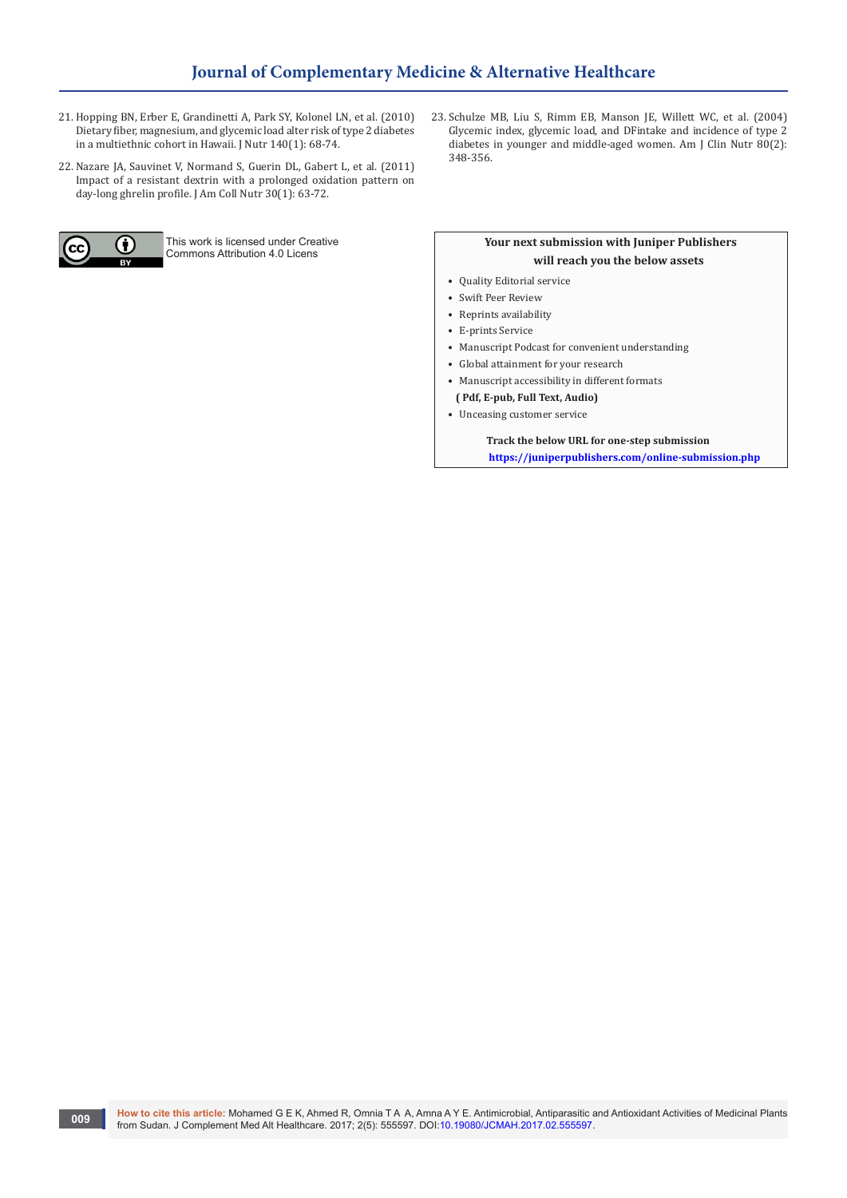21. Hopping BN, Erber E, Grandinetti A, Park SY, Kolonel LN, et al. (2010) Dietary fiber, magnesium, and glycemic load alter risk of type 2 diabetes in a multiethnic cohort in Hawaii. J Nutr 140(1): 68-74.

22. Nazare JA, Sauvinet V, Normand S, Guerin DL, Gabert L, et al. (2011) Impact of a resistant dextrin with a prolonged oxidation pattern on day-long ghrelin profile. J Am Coll Nutr 30(1): 63-72.

23. Schulze MB, Liu S, Rimm EB, Manson JE, Willett WC, et al. (2004) Glycemic index, glycemic load, and DFintake and incidence of type 2 diabetes in younger and middle-aged women. Am J Clin Nutr 80(2): 348-356.

This work is licensed under Creative Commons Attribution 4.0 Licens

**Your next submission with Juniper Publishers will reach you the below assets**

- Quality Editorial service
- Swift Peer Review
- Reprints availability
- E-prints Service
- Manuscript Podcast for convenient understanding
- Global attainment for your research
- Manuscript accessibility in different formats
  **( Pdf, E-pub, Full Text, Audio)**
- Unceasing customer service

**Track the below URL for one-step submission**
**https://juniperpublishers.com/online-submission.php**

**How to cite this article:** Mohamed G E K, Ahmed R, Omnia T A A, Amna A Y E. Antimicrobial, Antiparasitic and Antioxidant Activities of Medicinal Plants from Sudan. J Complement Med Alt Healthcare. 2017; 2(5): 555597. DOI:10.19080/JCMAH.2017.02.555597.